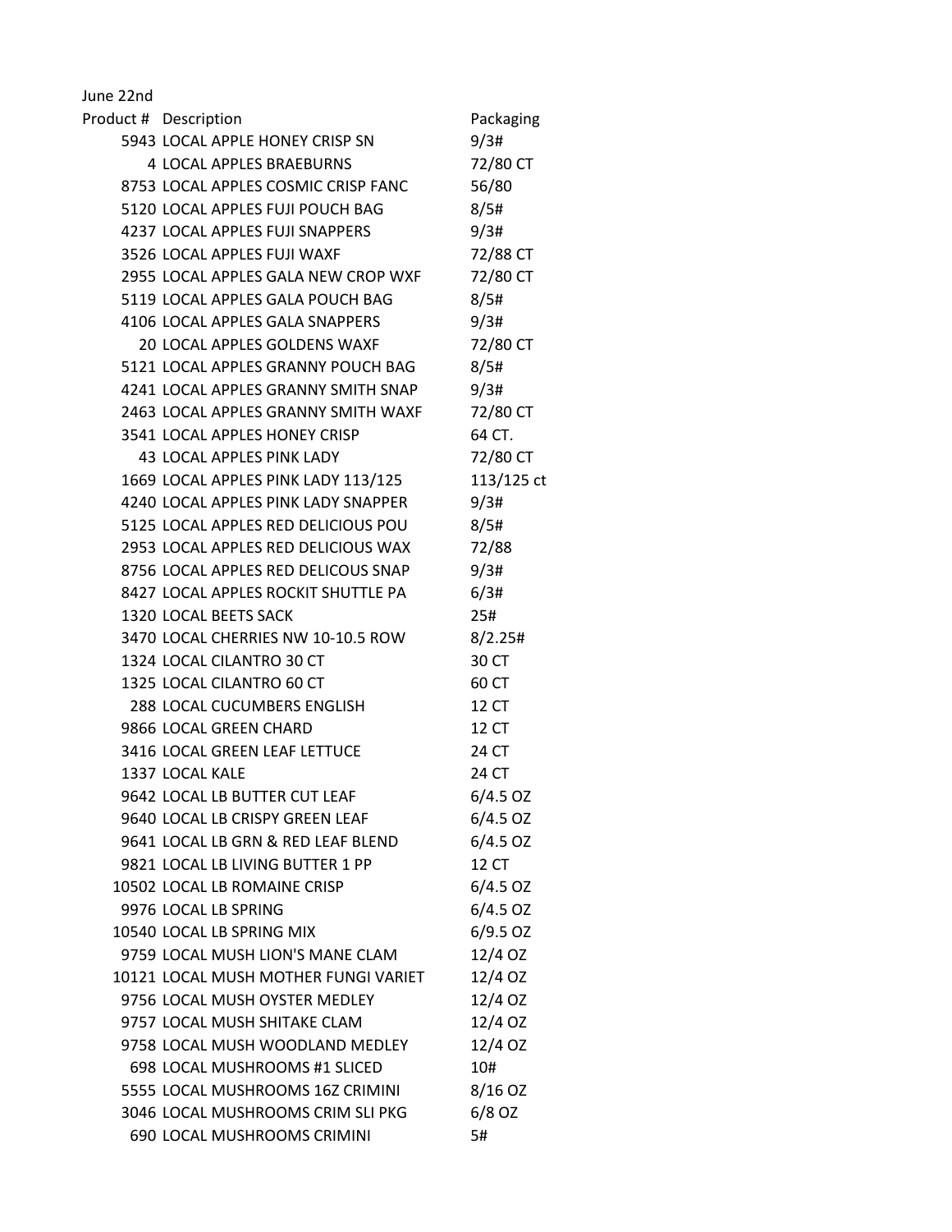June 22nd

| Product # | Description | Packaging |
|---|---|---|
| 5943 | LOCAL APPLE HONEY CRISP SN | 9/3# |
| 4 | LOCAL APPLES BRAEBURNS | 72/80 CT |
| 8753 | LOCAL APPLES COSMIC CRISP FANC | 56/80 |
| 5120 | LOCAL APPLES FUJI POUCH BAG | 8/5# |
| 4237 | LOCAL APPLES FUJI SNAPPERS | 9/3# |
| 3526 | LOCAL APPLES FUJI WAXF | 72/88 CT |
| 2955 | LOCAL APPLES GALA NEW CROP WXF | 72/80 CT |
| 5119 | LOCAL APPLES GALA POUCH BAG | 8/5# |
| 4106 | LOCAL APPLES GALA SNAPPERS | 9/3# |
| 20 | LOCAL APPLES GOLDENS WAXF | 72/80 CT |
| 5121 | LOCAL APPLES GRANNY POUCH BAG | 8/5# |
| 4241 | LOCAL APPLES GRANNY SMITH SNAP | 9/3# |
| 2463 | LOCAL APPLES GRANNY SMITH WAXF | 72/80 CT |
| 3541 | LOCAL APPLES HONEY CRISP | 64 CT. |
| 43 | LOCAL APPLES PINK LADY | 72/80 CT |
| 1669 | LOCAL APPLES PINK LADY 113/125 | 113/125 ct |
| 4240 | LOCAL APPLES PINK LADY SNAPPER | 9/3# |
| 5125 | LOCAL APPLES RED DELICIOUS POU | 8/5# |
| 2953 | LOCAL APPLES RED DELICIOUS WAX | 72/88 |
| 8756 | LOCAL APPLES RED DELICOUS SNAP | 9/3# |
| 8427 | LOCAL APPLES ROCKIT SHUTTLE PA | 6/3# |
| 1320 | LOCAL BEETS SACK | 25# |
| 3470 | LOCAL CHERRIES NW 10-10.5 ROW | 8/2.25# |
| 1324 | LOCAL CILANTRO 30 CT | 30 CT |
| 1325 | LOCAL CILANTRO 60 CT | 60 CT |
| 288 | LOCAL CUCUMBERS ENGLISH | 12 CT |
| 9866 | LOCAL GREEN CHARD | 12 CT |
| 3416 | LOCAL GREEN LEAF LETTUCE | 24 CT |
| 1337 | LOCAL KALE | 24 CT |
| 9642 | LOCAL LB BUTTER CUT LEAF | 6/4.5 OZ |
| 9640 | LOCAL LB CRISPY GREEN LEAF | 6/4.5 OZ |
| 9641 | LOCAL LB GRN & RED LEAF BLEND | 6/4.5 OZ |
| 9821 | LOCAL LB LIVING BUTTER 1 PP | 12 CT |
| 10502 | LOCAL LB ROMAINE CRISP | 6/4.5 OZ |
| 9976 | LOCAL LB SPRING | 6/4.5 OZ |
| 10540 | LOCAL LB SPRING MIX | 6/9.5 OZ |
| 9759 | LOCAL MUSH LION'S MANE CLAM | 12/4 OZ |
| 10121 | LOCAL MUSH MOTHER FUNGI VARIET | 12/4 OZ |
| 9756 | LOCAL MUSH OYSTER MEDLEY | 12/4 OZ |
| 9757 | LOCAL MUSH SHITAKE CLAM | 12/4 OZ |
| 9758 | LOCAL MUSH WOODLAND MEDLEY | 12/4 OZ |
| 698 | LOCAL MUSHROOMS #1 SLICED | 10# |
| 5555 | LOCAL MUSHROOMS 16Z CRIMINI | 8/16 OZ |
| 3046 | LOCAL MUSHROOMS CRIM SLI PKG | 6/8 OZ |
| 690 | LOCAL MUSHROOMS CRIMINI | 5# |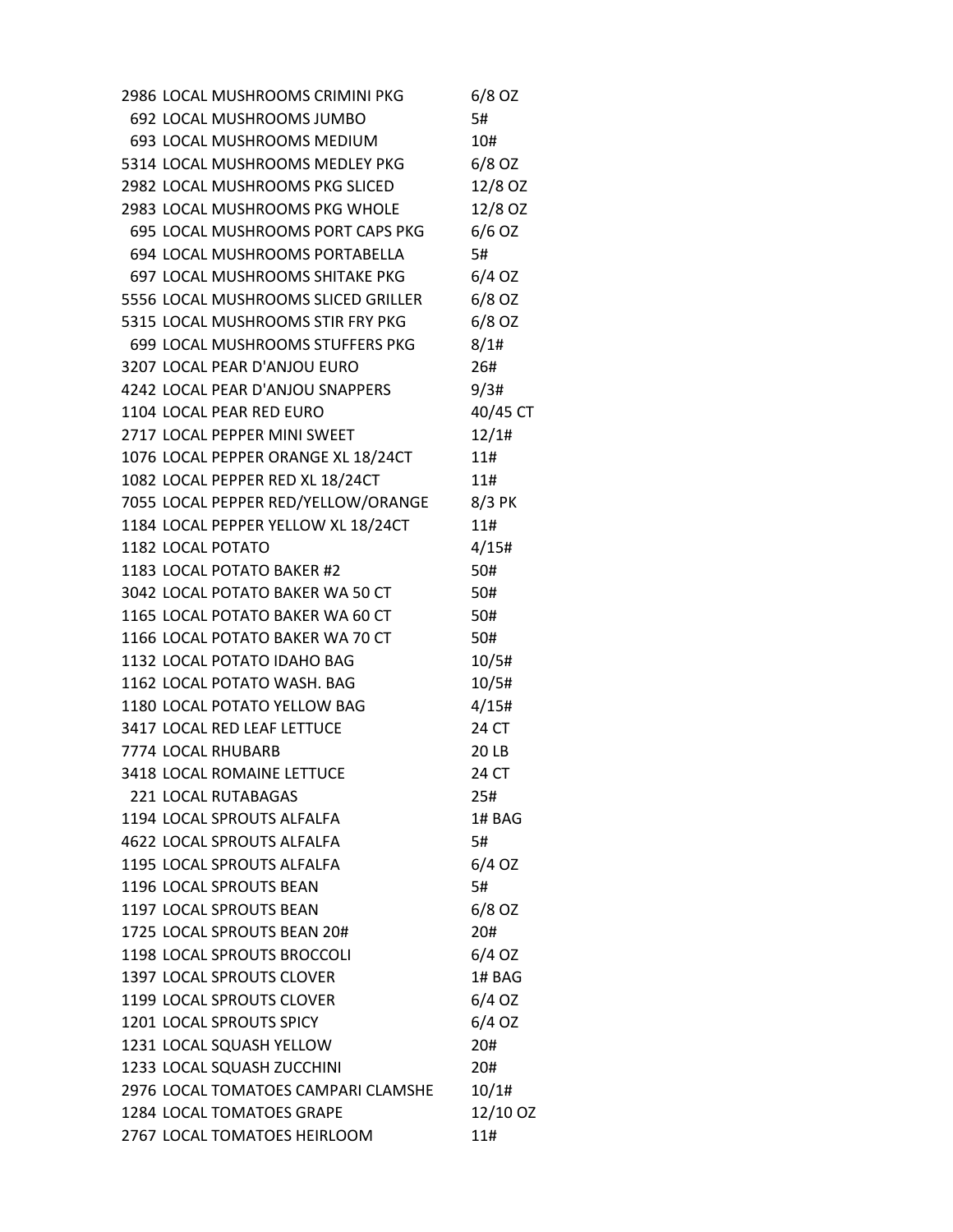| | | |
|---|---|---|
| 2986 | LOCAL MUSHROOMS CRIMINI PKG | 6/8 OZ |
| 692 | LOCAL MUSHROOMS JUMBO | 5# |
| 693 | LOCAL MUSHROOMS MEDIUM | 10# |
| 5314 | LOCAL MUSHROOMS MEDLEY PKG | 6/8 OZ |
| 2982 | LOCAL MUSHROOMS PKG SLICED | 12/8 OZ |
| 2983 | LOCAL MUSHROOMS PKG WHOLE | 12/8 OZ |
| 695 | LOCAL MUSHROOMS PORT CAPS PKG | 6/6 OZ |
| 694 | LOCAL MUSHROOMS PORTABELLA | 5# |
| 697 | LOCAL MUSHROOMS SHITAKE PKG | 6/4 OZ |
| 5556 | LOCAL MUSHROOMS SLICED GRILLER | 6/8 OZ |
| 5315 | LOCAL MUSHROOMS STIR FRY PKG | 6/8 OZ |
| 699 | LOCAL MUSHROOMS STUFFERS PKG | 8/1# |
| 3207 | LOCAL PEAR D'ANJOU EURO | 26# |
| 4242 | LOCAL PEAR D'ANJOU SNAPPERS | 9/3# |
| 1104 | LOCAL PEAR RED EURO | 40/45 CT |
| 2717 | LOCAL PEPPER MINI SWEET | 12/1# |
| 1076 | LOCAL PEPPER ORANGE XL 18/24CT | 11# |
| 1082 | LOCAL PEPPER RED XL 18/24CT | 11# |
| 7055 | LOCAL PEPPER RED/YELLOW/ORANGE | 8/3 PK |
| 1184 | LOCAL PEPPER YELLOW XL 18/24CT | 11# |
| 1182 | LOCAL POTATO | 4/15# |
| 1183 | LOCAL POTATO BAKER #2 | 50# |
| 3042 | LOCAL POTATO BAKER WA 50 CT | 50# |
| 1165 | LOCAL POTATO BAKER WA 60 CT | 50# |
| 1166 | LOCAL POTATO BAKER WA 70 CT | 50# |
| 1132 | LOCAL POTATO IDAHO BAG | 10/5# |
| 1162 | LOCAL POTATO WASH. BAG | 10/5# |
| 1180 | LOCAL POTATO YELLOW BAG | 4/15# |
| 3417 | LOCAL RED LEAF LETTUCE | 24 CT |
| 7774 | LOCAL RHUBARB | 20 LB |
| 3418 | LOCAL ROMAINE LETTUCE | 24 CT |
| 221 | LOCAL RUTABAGAS | 25# |
| 1194 | LOCAL SPROUTS ALFALFA | 1# BAG |
| 4622 | LOCAL SPROUTS ALFALFA | 5# |
| 1195 | LOCAL SPROUTS ALFALFA | 6/4 OZ |
| 1196 | LOCAL SPROUTS BEAN | 5# |
| 1197 | LOCAL SPROUTS BEAN | 6/8 OZ |
| 1725 | LOCAL SPROUTS BEAN 20# | 20# |
| 1198 | LOCAL SPROUTS BROCCOLI | 6/4 OZ |
| 1397 | LOCAL SPROUTS CLOVER | 1# BAG |
| 1199 | LOCAL SPROUTS CLOVER | 6/4 OZ |
| 1201 | LOCAL SPROUTS SPICY | 6/4 OZ |
| 1231 | LOCAL SQUASH YELLOW | 20# |
| 1233 | LOCAL SQUASH ZUCCHINI | 20# |
| 2976 | LOCAL TOMATOES CAMPARI CLAMSHE | 10/1# |
| 1284 | LOCAL TOMATOES GRAPE | 12/10 OZ |
| 2767 | LOCAL TOMATOES HEIRLOOM | 11# |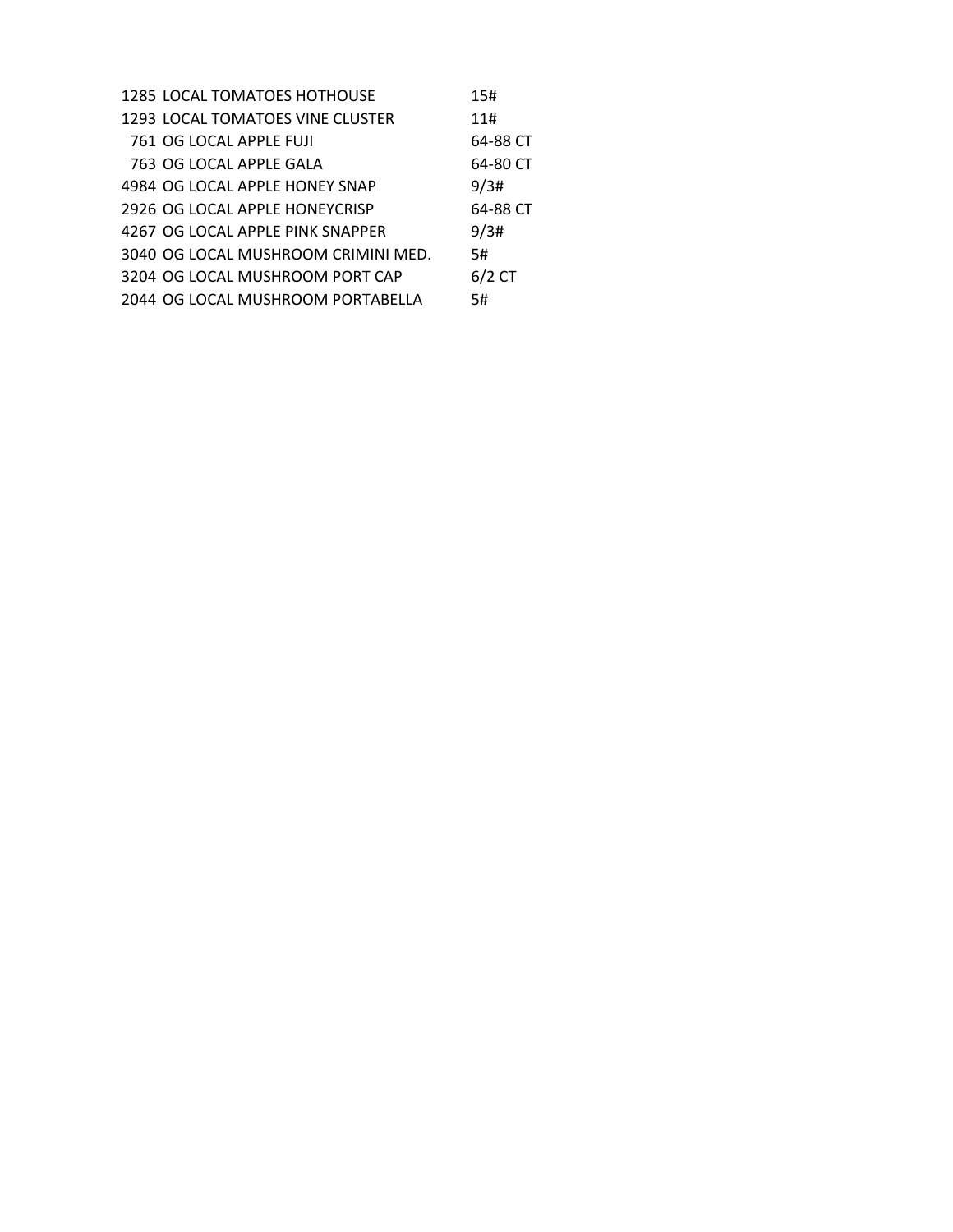| | | |
|---|---|---|
| 1285 | LOCAL TOMATOES HOTHOUSE | 15# |
| 1293 | LOCAL TOMATOES VINE CLUSTER | 11# |
| 761 | OG LOCAL APPLE FUJI | 64-88 CT |
| 763 | OG LOCAL APPLE GALA | 64-80 CT |
| 4984 | OG LOCAL APPLE HONEY SNAP | 9/3# |
| 2926 | OG LOCAL APPLE HONEYCRISP | 64-88 CT |
| 4267 | OG LOCAL APPLE PINK SNAPPER | 9/3# |
| 3040 | OG LOCAL MUSHROOM CRIMINI MED. | 5# |
| 3204 | OG LOCAL MUSHROOM PORT CAP | 6/2 CT |
| 2044 | OG LOCAL MUSHROOM PORTABELLA | 5# |